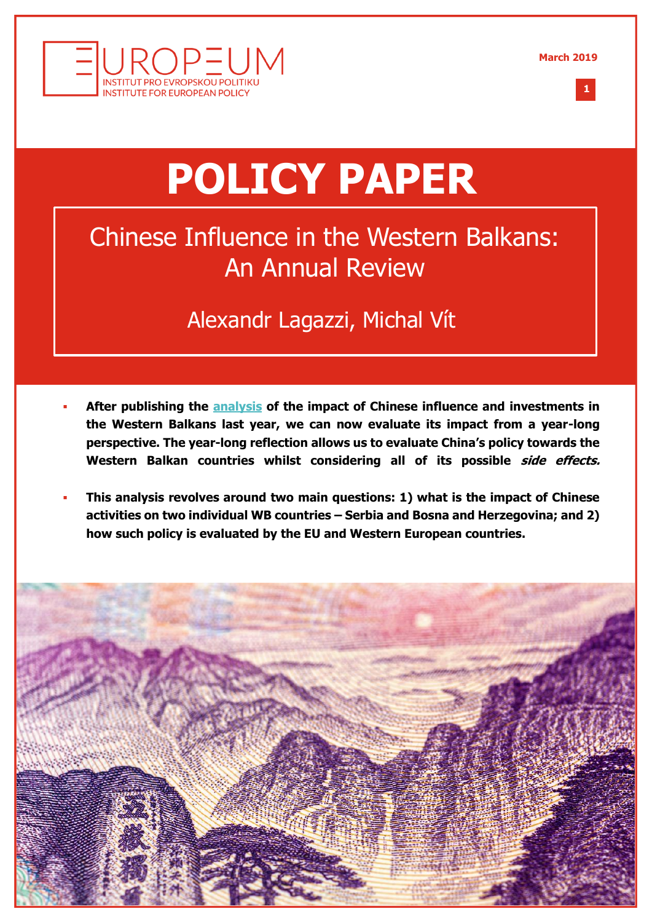EUROPEUM
INSTITUT PRO EVROPSKOU POLITIKU
INSTITUTE FOR EUROPEAN POLICY

March 2019

# POLICY PAPER

## Chinese Influence in the Western Balkans: An Annual Review

Alexandr Lagazzi, Michal Vít

- **After publishing the analysis of the impact of Chinese influence and investments in the Western Balkans last year, we can now evaluate its impact from a year-long perspective. The year-long reflection allows us to evaluate China's policy towards the Western Balkan countries whilst considering all of its possible *side effects.***
- **This analysis revolves around two main questions: 1) what is the impact of Chinese activities on two individual WB countries – Serbia and Bosna and Herzegovina; and 2) how such policy is evaluated by the EU and Western European countries.**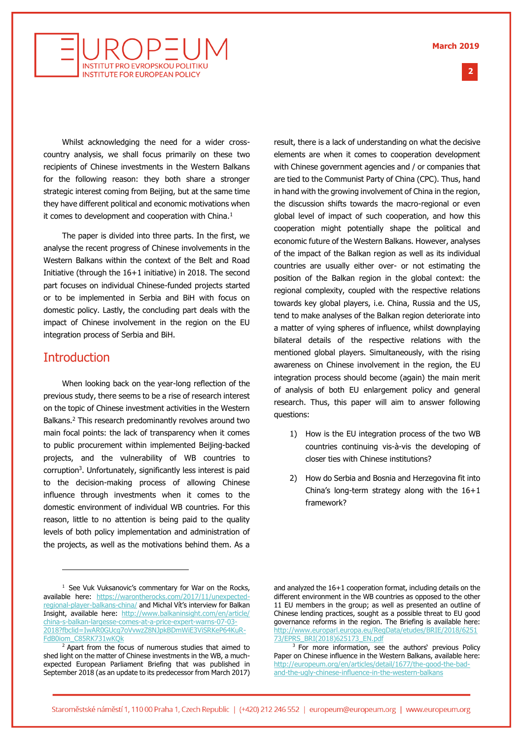Whilst acknowledging the need for a wider cross-country analysis, we shall focus primarily on these two recipients of Chinese investments in the Western Balkans for the following reason: they both share a stronger strategic interest coming from Beijing, but at the same time they have different political and economic motivations when it comes to development and cooperation with China.[1]

The paper is divided into three parts. In the first, we analyse the recent progress of Chinese involvements in the Western Balkans within the context of the Belt and Road Initiative (through the 16+1 initiative) in 2018. The second part focuses on individual Chinese-funded projects started or to be implemented in Serbia and BiH with focus on domestic policy. Lastly, the concluding part deals with the impact of Chinese involvement in the region on the EU integration process of Serbia and BiH.

## Introduction

When looking back on the year-long reflection of the previous study, there seems to be a rise of research interest on the topic of Chinese investment activities in the Western Balkans.[2] This research predominantly revolves around two main focal points: the lack of transparency when it comes to public procurement within implemented Beijing-backed projects, and the vulnerability of WB countries to corruption[3]. Unfortunately, significantly less interest is paid to the decision-making process of allowing Chinese influence through investments when it comes to the domestic environment of individual WB countries. For this reason, little to no attention is being paid to the quality levels of both policy implementation and administration of the projects, as well as the motivations behind them. As a result, there is a lack of understanding on what the decisive elements are when it comes to cooperation development with Chinese government agencies and / or companies that are tied to the Communist Party of China (CPC). Thus, hand in hand with the growing involvement of China in the region, the discussion shifts towards the macro-regional or even global level of impact of such cooperation, and how this cooperation might potentially shape the political and economic future of the Western Balkans. However, analyses of the impact of the Balkan region as well as its individual countries are usually either over- or not estimating the position of the Balkan region in the global context: the regional complexity, coupled with the respective relations towards key global players, i.e. China, Russia and the US, tend to make analyses of the Balkan region deteriorate into a matter of vying spheres of influence, whilst downplaying bilateral details of the respective relations with the mentioned global players. Simultaneously, with the rising awareness on Chinese involvement in the region, the EU integration process should become (again) the main merit of analysis of both EU enlargement policy and general research. Thus, this paper will aim to answer following questions:

1) How is the EU integration process of the two WB countries continuing vis-à-vis the developing of closer ties with Chinese institutions?

2) How do Serbia and Bosnia and Herzegovina fit into China's long-term strategy along with the 16+1 framework?

---

[1] See Vuk Vuksanovic's commentary for War on the Rocks, available here: https://warontherocks.com/2017/11/unexpected-regional-player-balkans-china/ and Michal Vít's interview for Balkan Insight, available here: http://www.balkaninsight.com/en/article/china-s-balkan-largesse-comes-at-a-price-expert-warns-07-03-2018?fbclid=IwAR0GUcg7oVvwzZ8NJpkBDmWiE3ViSRKeP64KuR-FdB0iom_C85RK731wKQk

[2] Apart from the focus of numerous studies that aimed to shed light on the matter of Chinese investments in the WB, a much-expected European Parliament Briefing that was published in September 2018 (as an update to its predecessor from March 2017) and analyzed the 16+1 cooperation format, including details on the different environment in the WB countries as opposed to the other 11 EU members in the group; as well as presented an outline of Chinese lending practices, sought as a possible threat to EU good governance reforms in the region. The Briefing is available here: http://www.europarl.europa.eu/RegData/etudes/BRIE/2018/625173/EPRS_BRI(2018)625173_EN.pdf

[3] For more information, see the authors' previous Policy Paper on Chinese influence in the Western Balkans, available here: http://europeum.org/en/articles/detail/1677/the-good-the-bad-and-the-ugly-chinese-influence-in-the-western-balkans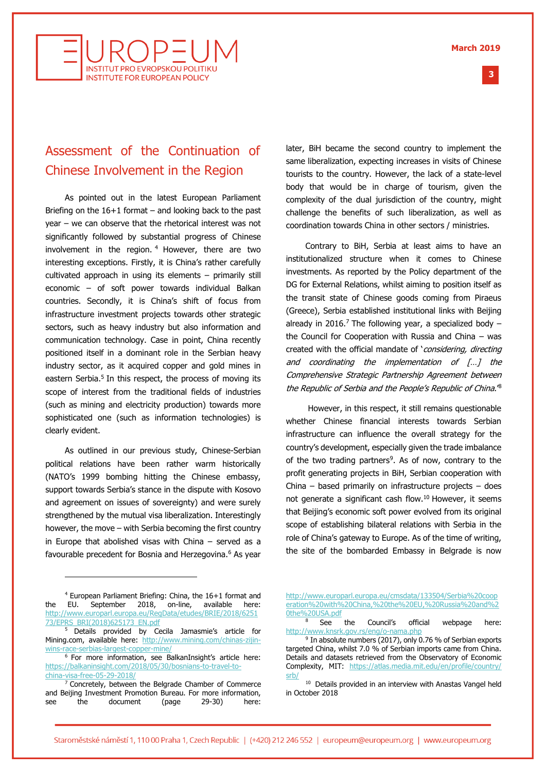## Assessment of the Continuation of Chinese Involvement in the Region

As pointed out in the latest European Parliament Briefing on the 16+1 format – and looking back to the past year – we can observe that the rhetorical interest was not significantly followed by substantial progress of Chinese involvement in the region.[4] However, there are two interesting exceptions. Firstly, it is China's rather carefully cultivated approach in using its elements – primarily still economic – of soft power towards individual Balkan countries. Secondly, it is China's shift of focus from infrastructure investment projects towards other strategic sectors, such as heavy industry but also information and communication technology. Case in point, China recently positioned itself in a dominant role in the Serbian heavy industry sector, as it acquired copper and gold mines in eastern Serbia.[5] In this respect, the process of moving its scope of interest from the traditional fields of industries (such as mining and electricity production) towards more sophisticated one (such as information technologies) is clearly evident.

As outlined in our previous study, Chinese-Serbian political relations have been rather warm historically (NATO's 1999 bombing hitting the Chinese embassy, support towards Serbia's stance in the dispute with Kosovo and agreement on issues of sovereignty) and were surely strengthened by the mutual visa liberalization. Interestingly however, the move – with Serbia becoming the first country in Europe that abolished visas with China – served as a favourable precedent for Bosnia and Herzegovina.[6] As year later, BiH became the second country to implement the same liberalization, expecting increases in visits of Chinese tourists to the country. However, the lack of a state-level body that would be in charge of tourism, given the complexity of the dual jurisdiction of the country, might challenge the benefits of such liberalization, as well as coordination towards China in other sectors / ministries.

Contrary to BiH, Serbia at least aims to have an institutionalized structure when it comes to Chinese investments. As reported by the Policy department of the DG for External Relations, whilst aiming to position itself as the transit state of Chinese goods coming from Piraeus (Greece), Serbia established institutional links with Beijing already in 2016.[7] The following year, a specialized body – the Council for Cooperation with Russia and China – was created with the official mandate of '*considering, directing and coordinating the implementation of […] the Comprehensive Strategic Partnership Agreement between the Republic of Serbia and the People's Republic of China*.'[8]

However, in this respect, it still remains questionable whether Chinese financial interests towards Serbian infrastructure can influence the overall strategy for the country's development, especially given the trade imbalance of the two trading partners[9]. As of now, contrary to the profit generating projects in BiH, Serbian cooperation with China – based primarily on infrastructure projects – does not generate a significant cash flow.[10] However, it seems that Beijing's economic soft power evolved from its original scope of establishing bilateral relations with Serbia in the role of China's gateway to Europe. As of the time of writing, the site of the bombarded Embassy in Belgrade is now

---

[4] European Parliament Briefing: China, the 16+1 format and the EU. September 2018, on-line, available here: http://www.europarl.europa.eu/RegData/etudes/BRIE/2018/625173/EPRS_BRI(2018)625173_EN.pdf

[5] Details provided by Cecila Jamasmie's article for Mining.com, available here: http://www.mining.com/chinas-zijin-wins-race-serbias-largest-copper-mine/

[6] For more information, see BalkanInsight's article here: https://balkaninsight.com/2018/05/30/bosnians-to-travel-to-china-visa-free-05-29-2018/

[7] Concretely, between the Belgrade Chamber of Commerce and Beijing Investment Promotion Bureau. For more information, see the document (page 29-30) here: http://www.europarl.europa.eu/cmsdata/133504/Serbia%20cooperation%20with%20China,%20the%20EU,%20Russia%20and%20the%20USA.pdf

[8] See the Council's official webpage here: http://www.knsrk.gov.rs/eng/o-nama.php

[9] In absolute numbers (2017), only 0.76 % of Serbian exports targeted China, whilst 7.0 % of Serbian imports came from China. Details and datasets retrieved from the Observatory of Economic Complexity, MIT: https://atlas.media.mit.edu/en/profile/country/srb/

[10] Details provided in an interview with Anastas Vangel held in October 2018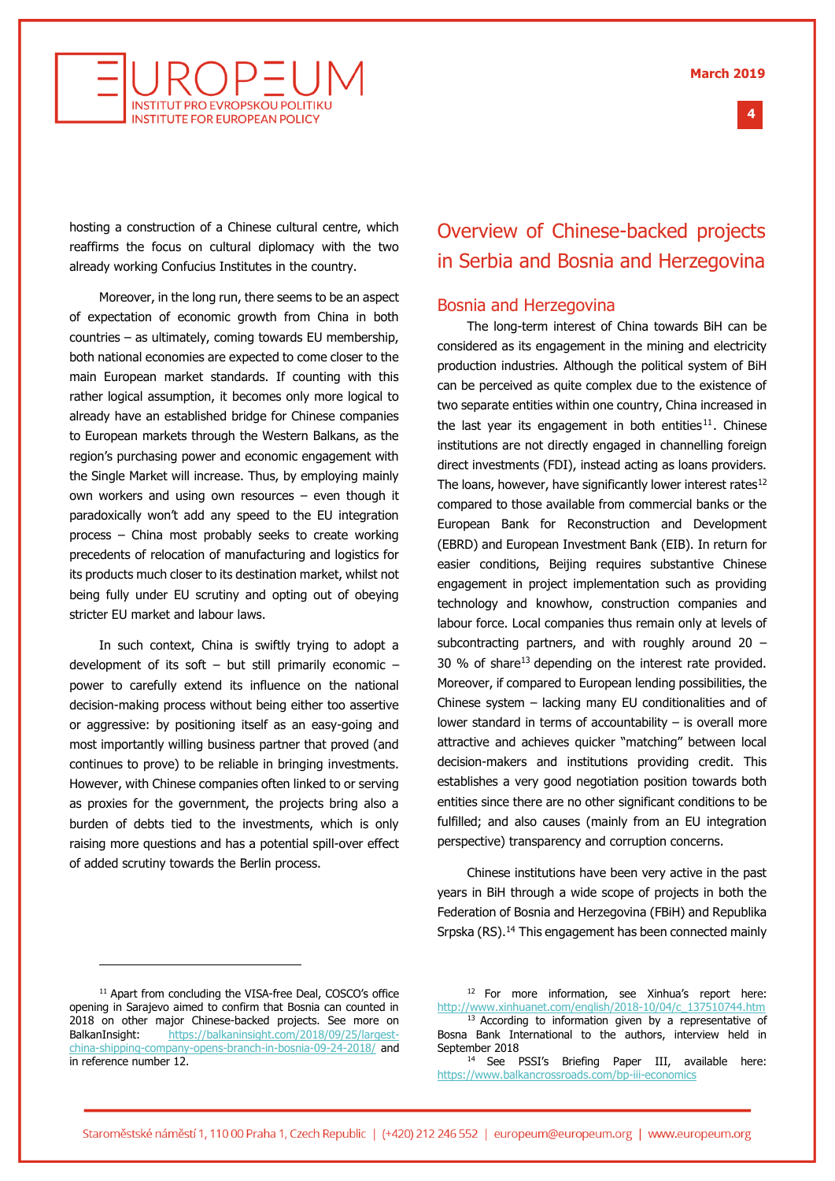hosting a construction of a Chinese cultural centre, which reaffirms the focus on cultural diplomacy with the two already working Confucius Institutes in the country.

Moreover, in the long run, there seems to be an aspect of expectation of economic growth from China in both countries – as ultimately, coming towards EU membership, both national economies are expected to come closer to the main European market standards. If counting with this rather logical assumption, it becomes only more logical to already have an established bridge for Chinese companies to European markets through the Western Balkans, as the region's purchasing power and economic engagement with the Single Market will increase. Thus, by employing mainly own workers and using own resources – even though it paradoxically won't add any speed to the EU integration process – China most probably seeks to create working precedents of relocation of manufacturing and logistics for its products much closer to its destination market, whilst not being fully under EU scrutiny and opting out of obeying stricter EU market and labour laws.

In such context, China is swiftly trying to adopt a development of its soft – but still primarily economic – power to carefully extend its influence on the national decision-making process without being either too assertive or aggressive: by positioning itself as an easy-going and most importantly willing business partner that proved (and continues to prove) to be reliable in bringing investments. However, with Chinese companies often linked to or serving as proxies for the government, the projects bring also a burden of debts tied to the investments, which is only raising more questions and has a potential spill-over effect of added scrutiny towards the Berlin process.

## Overview of Chinese-backed projects in Serbia and Bosnia and Herzegovina

### Bosnia and Herzegovina

The long-term interest of China towards BiH can be considered as its engagement in the mining and electricity production industries. Although the political system of BiH can be perceived as quite complex due to the existence of two separate entities within one country, China increased in the last year its engagement in both entities[11]. Chinese institutions are not directly engaged in channelling foreign direct investments (FDI), instead acting as loans providers. The loans, however, have significantly lower interest rates[12] compared to those available from commercial banks or the European Bank for Reconstruction and Development (EBRD) and European Investment Bank (EIB). In return for easier conditions, Beijing requires substantive Chinese engagement in project implementation such as providing technology and knowhow, construction companies and labour force. Local companies thus remain only at levels of subcontracting partners, and with roughly around 20 – 30 % of share[13] depending on the interest rate provided. Moreover, if compared to European lending possibilities, the Chinese system – lacking many EU conditionalities and of lower standard in terms of accountability – is overall more attractive and achieves quicker "matching" between local decision-makers and institutions providing credit. This establishes a very good negotiation position towards both entities since there are no other significant conditions to be fulfilled; and also causes (mainly from an EU integration perspective) transparency and corruption concerns.

Chinese institutions have been very active in the past years in BiH through a wide scope of projects in both the Federation of Bosnia and Herzegovina (FBiH) and Republika Srpska (RS).[14] This engagement has been connected mainly

---

[11] Apart from concluding the VISA-free Deal, COSCO's office opening in Sarajevo aimed to confirm that Bosnia can counted in 2018 on other major Chinese-backed projects. See more on BalkanInsight: https://balkaninsight.com/2018/09/25/largest-china-shipping-company-opens-branch-in-bosnia-09-24-2018/ and in reference number 12.

[12] For more information, see Xinhua's report here: http://www.xinhuanet.com/english/2018-10/04/c_137510744.htm

[13] According to information given by a representative of Bosna Bank International to the authors, interview held in September 2018

[14] See PSSI's Briefing Paper III, available here: https://www.balkancrossroads.com/bp-iii-economics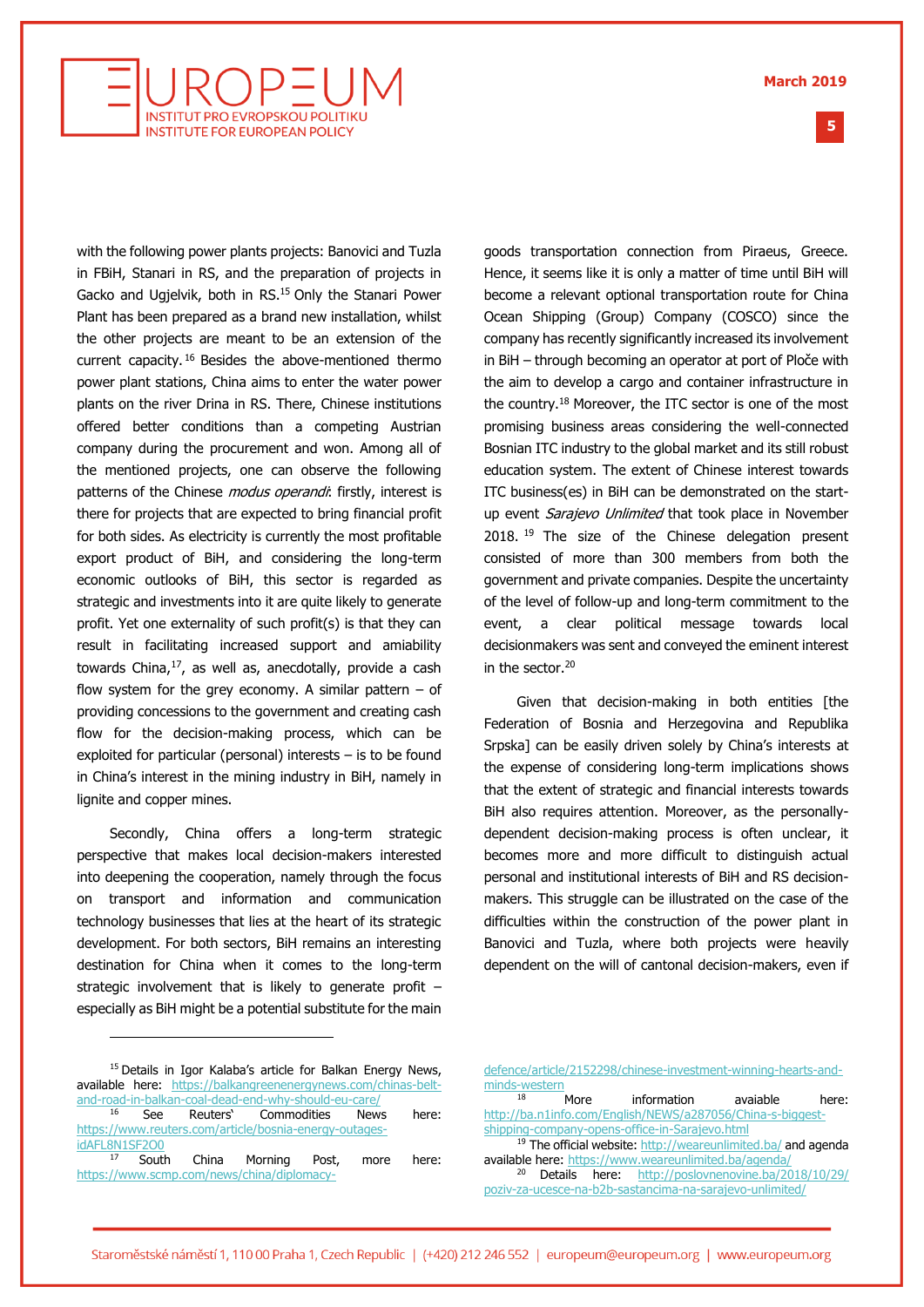with the following power plants projects: Banovici and Tuzla in FBiH, Stanari in RS, and the preparation of projects in Gacko and Ugjelvik, both in RS.[15] Only the Stanari Power Plant has been prepared as a brand new installation, whilst the other projects are meant to be an extension of the current capacity.[16] Besides the above-mentioned thermo power plant stations, China aims to enter the water power plants on the river Drina in RS. There, Chinese institutions offered better conditions than a competing Austrian company during the procurement and won. Among all of the mentioned projects, one can observe the following patterns of the Chinese *modus operandi*: firstly, interest is there for projects that are expected to bring financial profit for both sides. As electricity is currently the most profitable export product of BiH, and considering the long-term economic outlooks of BiH, this sector is regarded as strategic and investments into it are quite likely to generate profit. Yet one externality of such profit(s) is that they can result in facilitating increased support and amiability towards China,[17], as well as, anecdotally, provide a cash flow system for the grey economy. A similar pattern – of providing concessions to the government and creating cash flow for the decision-making process, which can be exploited for particular (personal) interests – is to be found in China's interest in the mining industry in BiH, namely in lignite and copper mines.

Secondly, China offers a long-term strategic perspective that makes local decision-makers interested into deepening the cooperation, namely through the focus on transport and information and communication technology businesses that lies at the heart of its strategic development. For both sectors, BiH remains an interesting destination for China when it comes to the long-term strategic involvement that is likely to generate profit – especially as BiH might be a potential substitute for the main goods transportation connection from Piraeus, Greece. Hence, it seems like it is only a matter of time until BiH will become a relevant optional transportation route for China Ocean Shipping (Group) Company (COSCO) since the company has recently significantly increased its involvement in BiH – through becoming an operator at port of Ploče with the aim to develop a cargo and container infrastructure in the country.[18] Moreover, the ITC sector is one of the most promising business areas considering the well-connected Bosnian ITC industry to the global market and its still robust education system. The extent of Chinese interest towards ITC business(es) in BiH can be demonstrated on the start-up event *Sarajevo Unlimited* that took place in November 2018.[19] The size of the Chinese delegation present consisted of more than 300 members from both the government and private companies. Despite the uncertainty of the level of follow-up and long-term commitment to the event, a clear political message towards local decisionmakers was sent and conveyed the eminent interest in the sector.[20]

Given that decision-making in both entities [the Federation of Bosnia and Herzegovina and Republika Srpska] can be easily driven solely by China's interests at the expense of considering long-term implications shows that the extent of strategic and financial interests towards BiH also requires attention. Moreover, as the personally-dependent decision-making process is often unclear, it becomes more and more difficult to distinguish actual personal and institutional interests of BiH and RS decision-makers. This struggle can be illustrated on the case of the difficulties within the construction of the power plant in Banovici and Tuzla, where both projects were heavily dependent on the will of cantonal decision-makers, even if

---

[15] Details in Igor Kalaba's article for Balkan Energy News, available here: https://balkangreenenergynews.com/chinas-belt-and-road-in-balkan-coal-dead-end-why-should-eu-care/

[16] See Reuters' Commodities News here: https://www.reuters.com/article/bosnia-energy-outages-idAFL8N1SF2O0

[17] South China Morning Post, more here: https://www.scmp.com/news/china/diplomacy-defence/article/2152298/chinese-investment-winning-hearts-and-minds-western

[18] More information avaiable here: http://ba.n1info.com/English/NEWS/a287056/China-s-biggest-shipping-company-opens-office-in-Sarajevo.html

[19] The official website: http://weareunlimited.ba/ and agenda available here: https://www.weareunlimited.ba/agenda/

[20] Details here: http://poslovnenovine.ba/2018/10/29/poziv-za-ucesce-na-b2b-sastancima-na-sarajevo-unlimited/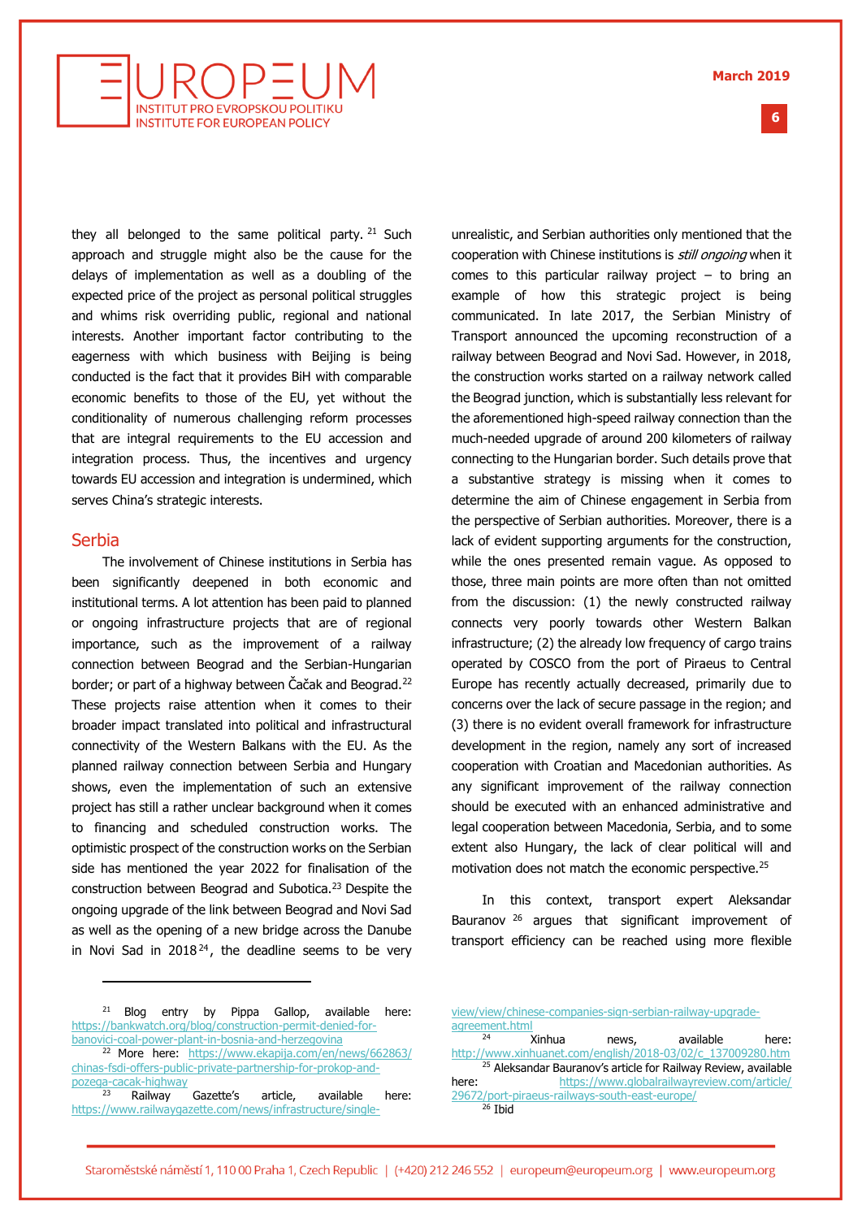they all belonged to the same political party.[21] Such approach and struggle might also be the cause for the delays of implementation as well as a doubling of the expected price of the project as personal political struggles and whims risk overriding public, regional and national interests. Another important factor contributing to the eagerness with which business with Beijing is being conducted is the fact that it provides BiH with comparable economic benefits to those of the EU, yet without the conditionality of numerous challenging reform processes that are integral requirements to the EU accession and integration process. Thus, the incentives and urgency towards EU accession and integration is undermined, which serves China's strategic interests.

## Serbia

The involvement of Chinese institutions in Serbia has been significantly deepened in both economic and institutional terms. A lot attention has been paid to planned or ongoing infrastructure projects that are of regional importance, such as the improvement of a railway connection between Beograd and the Serbian-Hungarian border; or part of a highway between Čačak and Beograd.[22] These projects raise attention when it comes to their broader impact translated into political and infrastructural connectivity of the Western Balkans with the EU. As the planned railway connection between Serbia and Hungary shows, even the implementation of such an extensive project has still a rather unclear background when it comes to financing and scheduled construction works. The optimistic prospect of the construction works on the Serbian side has mentioned the year 2022 for finalisation of the construction between Beograd and Subotica.[23] Despite the ongoing upgrade of the link between Beograd and Novi Sad as well as the opening of a new bridge across the Danube in Novi Sad in 2018[24], the deadline seems to be very unrealistic, and Serbian authorities only mentioned that the cooperation with Chinese institutions is *still ongoing* when it comes to this particular railway project – to bring an example of how this strategic project is being communicated. In late 2017, the Serbian Ministry of Transport announced the upcoming reconstruction of a railway between Beograd and Novi Sad. However, in 2018, the construction works started on a railway network called the Beograd junction, which is substantially less relevant for the aforementioned high-speed railway connection than the much-needed upgrade of around 200 kilometers of railway connecting to the Hungarian border. Such details prove that a substantive strategy is missing when it comes to determine the aim of Chinese engagement in Serbia from the perspective of Serbian authorities. Moreover, there is a lack of evident supporting arguments for the construction, while the ones presented remain vague. As opposed to those, three main points are more often than not omitted from the discussion: (1) the newly constructed railway connects very poorly towards other Western Balkan infrastructure; (2) the already low frequency of cargo trains operated by COSCO from the port of Piraeus to Central Europe has recently actually decreased, primarily due to concerns over the lack of secure passage in the region; and (3) there is no evident overall framework for infrastructure development in the region, namely any sort of increased cooperation with Croatian and Macedonian authorities. As any significant improvement of the railway connection should be executed with an enhanced administrative and legal cooperation between Macedonia, Serbia, and to some extent also Hungary, the lack of clear political will and motivation does not match the economic perspective.[25]

In this context, transport expert Aleksandar Bauranov[26] argues that significant improvement of transport efficiency can be reached using more flexible

---

[21] Blog entry by Pippa Gallop, available here: https://bankwatch.org/blog/construction-permit-denied-for-banovici-coal-power-plant-in-bosnia-and-herzegovina

[22] More here: https://www.ekapija.com/en/news/662863/chinas-fsdi-offers-public-private-partnership-for-prokop-and-pozega-cacak-highway

[23] Railway Gazette's article, available here: https://www.railwaygazette.com/news/infrastructure/single-view/view/chinese-companies-sign-serbian-railway-upgrade-agreement.html

[24] Xinhua news, available here: http://www.xinhuanet.com/english/2018-03/02/c_137009280.htm

[25] Aleksandar Bauranov's article for Railway Review, available here: https://www.globalrailwayreview.com/article/29672/port-piraeus-railways-south-east-europe/

[26] Ibid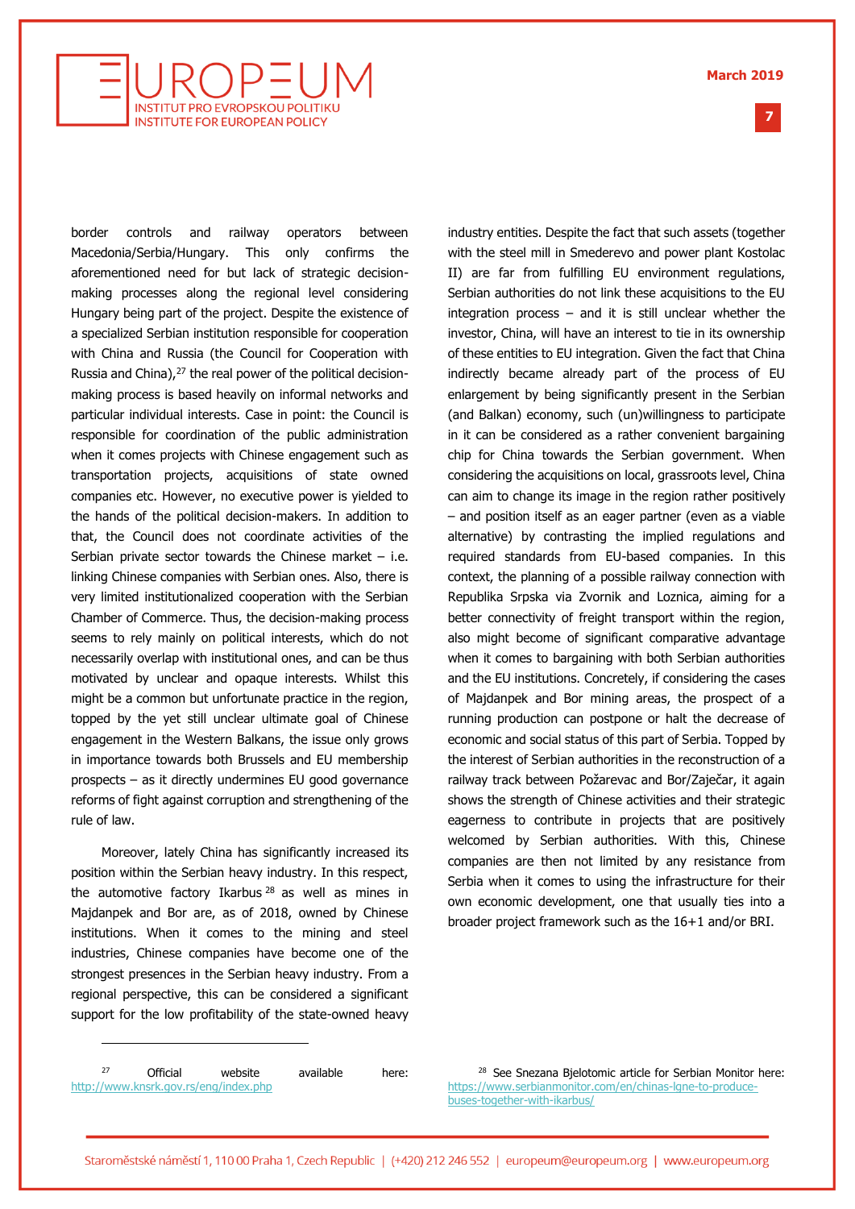border controls and railway operators between Macedonia/Serbia/Hungary. This only confirms the aforementioned need for but lack of strategic decision-making processes along the regional level considering Hungary being part of the project. Despite the existence of a specialized Serbian institution responsible for cooperation with China and Russia (the Council for Cooperation with Russia and China),[27] the real power of the political decision-making process is based heavily on informal networks and particular individual interests. Case in point: the Council is responsible for coordination of the public administration when it comes projects with Chinese engagement such as transportation projects, acquisitions of state owned companies etc. However, no executive power is yielded to the hands of the political decision-makers. In addition to that, the Council does not coordinate activities of the Serbian private sector towards the Chinese market – i.e. linking Chinese companies with Serbian ones. Also, there is very limited institutionalized cooperation with the Serbian Chamber of Commerce. Thus, the decision-making process seems to rely mainly on political interests, which do not necessarily overlap with institutional ones, and can be thus motivated by unclear and opaque interests. Whilst this might be a common but unfortunate practice in the region, topped by the yet still unclear ultimate goal of Chinese engagement in the Western Balkans, the issue only grows in importance towards both Brussels and EU membership prospects – as it directly undermines EU good governance reforms of fight against corruption and strengthening of the rule of law.

Moreover, lately China has significantly increased its position within the Serbian heavy industry. In this respect, the automotive factory Ikarbus[28] as well as mines in Majdanpek and Bor are, as of 2018, owned by Chinese institutions. When it comes to the mining and steel industries, Chinese companies have become one of the strongest presences in the Serbian heavy industry. From a regional perspective, this can be considered a significant support for the low profitability of the state-owned heavy industry entities. Despite the fact that such assets (together with the steel mill in Smederevo and power plant Kostolac II) are far from fulfilling EU environment regulations, Serbian authorities do not link these acquisitions to the EU integration process – and it is still unclear whether the investor, China, will have an interest to tie in its ownership of these entities to EU integration. Given the fact that China indirectly became already part of the process of EU enlargement by being significantly present in the Serbian (and Balkan) economy, such (un)willingness to participate in it can be considered as a rather convenient bargaining chip for China towards the Serbian government. When considering the acquisitions on local, grassroots level, China can aim to change its image in the region rather positively – and position itself as an eager partner (even as a viable alternative) by contrasting the implied regulations and required standards from EU-based companies. In this context, the planning of a possible railway connection with Republika Srpska via Zvornik and Loznica, aiming for a better connectivity of freight transport within the region, also might become of significant comparative advantage when it comes to bargaining with both Serbian authorities and the EU institutions. Concretely, if considering the cases of Majdanpek and Bor mining areas, the prospect of a running production can postpone or halt the decrease of economic and social status of this part of Serbia. Topped by the interest of Serbian authorities in the reconstruction of a railway track between Požarevac and Bor/Zaječar, it again shows the strength of Chinese activities and their strategic eagerness to contribute in projects that are positively welcomed by Serbian authorities. With this, Chinese companies are then not limited by any resistance from Serbia when it comes to using the infrastructure for their own economic development, one that usually ties into a broader project framework such as the 16+1 and/or BRI.

---

[27] Official website available here: http://www.knsrk.gov.rs/eng/index.php

[28] See Snezana Bjelotomic article for Serbian Monitor here: https://www.serbianmonitor.com/en/chinas-lgne-to-produce-buses-together-with-ikarbus/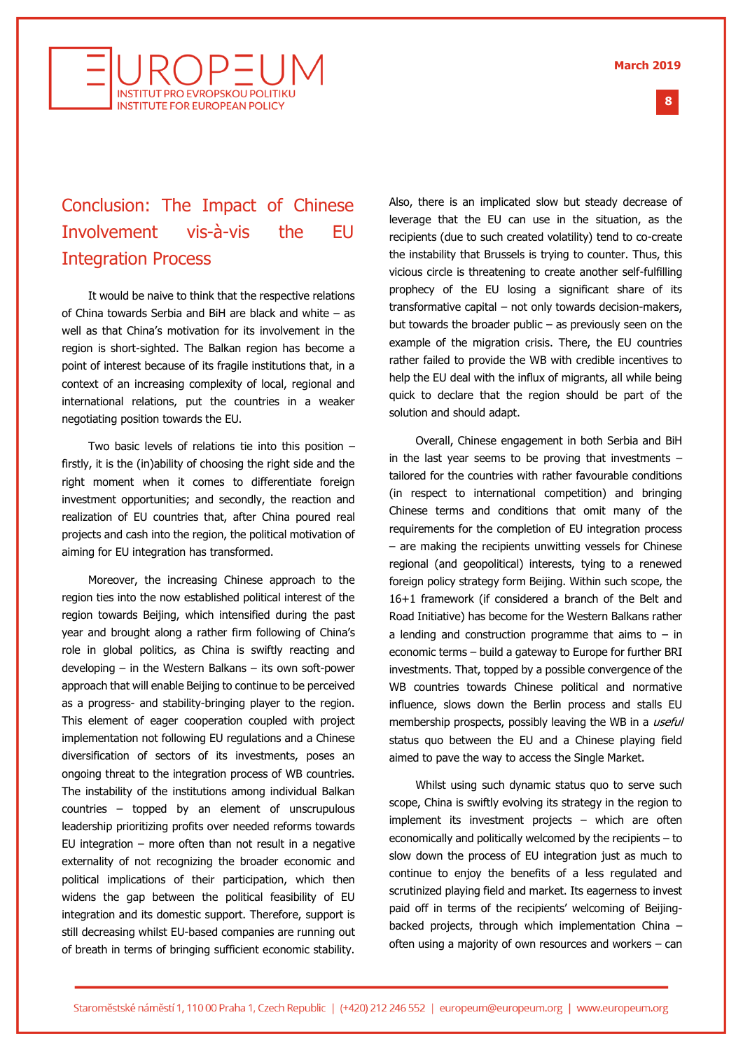## Conclusion: The Impact of Chinese Involvement vis-à-vis the EU Integration Process

It would be naive to think that the respective relations of China towards Serbia and BiH are black and white – as well as that China's motivation for its involvement in the region is short-sighted. The Balkan region has become a point of interest because of its fragile institutions that, in a context of an increasing complexity of local, regional and international relations, put the countries in a weaker negotiating position towards the EU.

Two basic levels of relations tie into this position – firstly, it is the (in)ability of choosing the right side and the right moment when it comes to differentiate foreign investment opportunities; and secondly, the reaction and realization of EU countries that, after China poured real projects and cash into the region, the political motivation of aiming for EU integration has transformed.

Moreover, the increasing Chinese approach to the region ties into the now established political interest of the region towards Beijing, which intensified during the past year and brought along a rather firm following of China's role in global politics, as China is swiftly reacting and developing – in the Western Balkans – its own soft-power approach that will enable Beijing to continue to be perceived as a progress- and stability-bringing player to the region. This element of eager cooperation coupled with project implementation not following EU regulations and a Chinese diversification of sectors of its investments, poses an ongoing threat to the integration process of WB countries. The instability of the institutions among individual Balkan countries – topped by an element of unscrupulous leadership prioritizing profits over needed reforms towards EU integration – more often than not result in a negative externality of not recognizing the broader economic and political implications of their participation, which then widens the gap between the political feasibility of EU integration and its domestic support. Therefore, support is still decreasing whilst EU-based companies are running out of breath in terms of bringing sufficient economic stability.

Also, there is an implicated slow but steady decrease of leverage that the EU can use in the situation, as the recipients (due to such created volatility) tend to co-create the instability that Brussels is trying to counter. Thus, this vicious circle is threatening to create another self-fulfilling prophecy of the EU losing a significant share of its transformative capital – not only towards decision-makers, but towards the broader public – as previously seen on the example of the migration crisis. There, the EU countries rather failed to provide the WB with credible incentives to help the EU deal with the influx of migrants, all while being quick to declare that the region should be part of the solution and should adapt.

Overall, Chinese engagement in both Serbia and BiH in the last year seems to be proving that investments – tailored for the countries with rather favourable conditions (in respect to international competition) and bringing Chinese terms and conditions that omit many of the requirements for the completion of EU integration process – are making the recipients unwitting vessels for Chinese regional (and geopolitical) interests, tying to a renewed foreign policy strategy form Beijing. Within such scope, the 16+1 framework (if considered a branch of the Belt and Road Initiative) has become for the Western Balkans rather a lending and construction programme that aims to – in economic terms – build a gateway to Europe for further BRI investments. That, topped by a possible convergence of the WB countries towards Chinese political and normative influence, slows down the Berlin process and stalls EU membership prospects, possibly leaving the WB in a *useful* status quo between the EU and a Chinese playing field aimed to pave the way to access the Single Market.

Whilst using such dynamic status quo to serve such scope, China is swiftly evolving its strategy in the region to implement its investment projects – which are often economically and politically welcomed by the recipients – to slow down the process of EU integration just as much to continue to enjoy the benefits of a less regulated and scrutinized playing field and market. Its eagerness to invest paid off in terms of the recipients' welcoming of Beijing-backed projects, through which implementation China – often using a majority of own resources and workers – can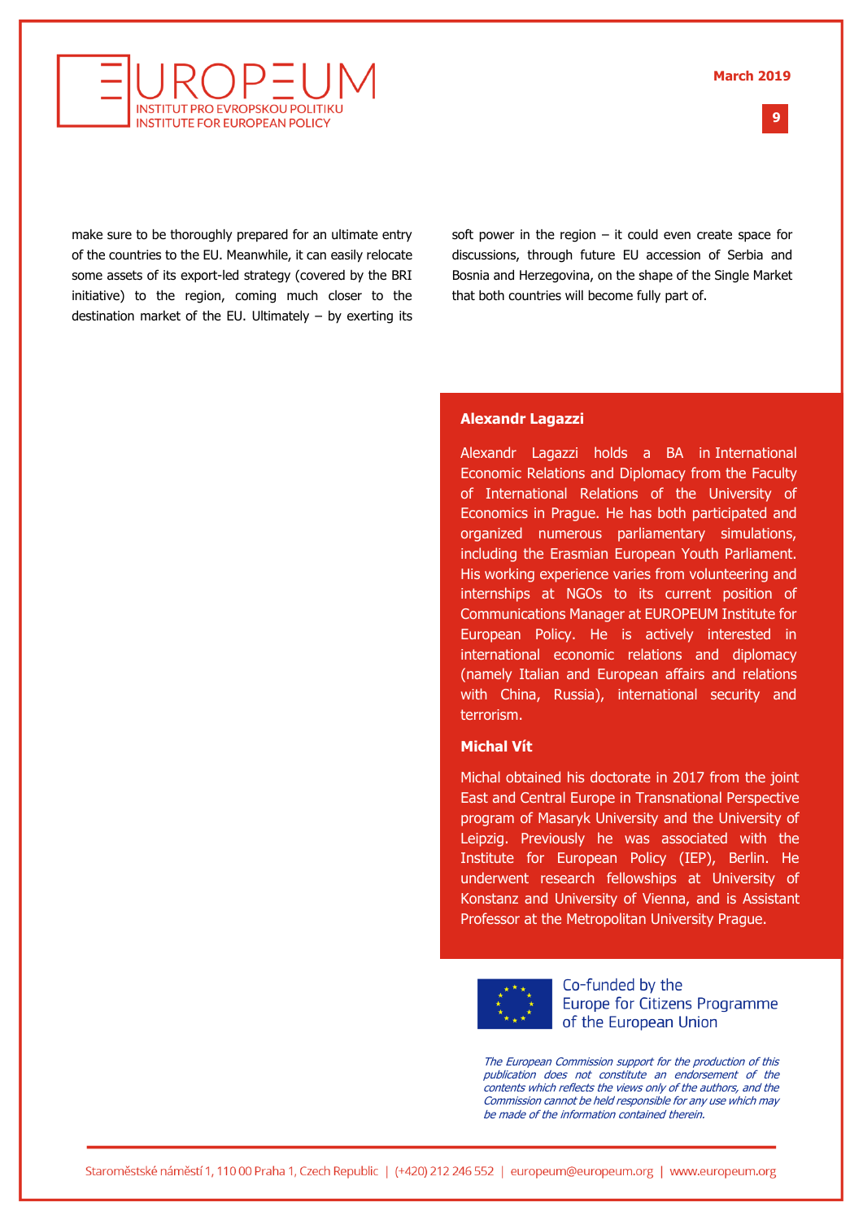make sure to be thoroughly prepared for an ultimate entry of the countries to the EU. Meanwhile, it can easily relocate some assets of its export-led strategy (covered by the BRI initiative) to the region, coming much closer to the destination market of the EU. Ultimately – by exerting its soft power in the region – it could even create space for discussions, through future EU accession of Serbia and Bosnia and Herzegovina, on the shape of the Single Market that both countries will become fully part of.

**Alexandr Lagazzi**

Alexandr Lagazzi holds a BA in International Economic Relations and Diplomacy from the Faculty of International Relations of the University of Economics in Prague. He has both participated and organized numerous parliamentary simulations, including the Erasmian European Youth Parliament. His working experience varies from volunteering and internships at NGOs to its current position of Communications Manager at EUROPEUM Institute for European Policy. He is actively interested in international economic relations and diplomacy (namely Italian and European affairs and relations with China, Russia), international security and terrorism.

**Michal Vít**

Michal obtained his doctorate in 2017 from the joint East and Central Europe in Transnational Perspective program of Masaryk University and the University of Leipzig. Previously he was associated with the Institute for European Policy (IEP), Berlin. He underwent research fellowships at University of Konstanz and University of Vienna, and is Assistant Professor at the Metropolitan University Prague.

Co-funded by the Europe for Citizens Programme of the European Union

*The European Commission support for the production of this publication does not constitute an endorsement of the contents which reflects the views only of the authors, and the Commission cannot be held responsible for any use which may be made of the information contained therein.*